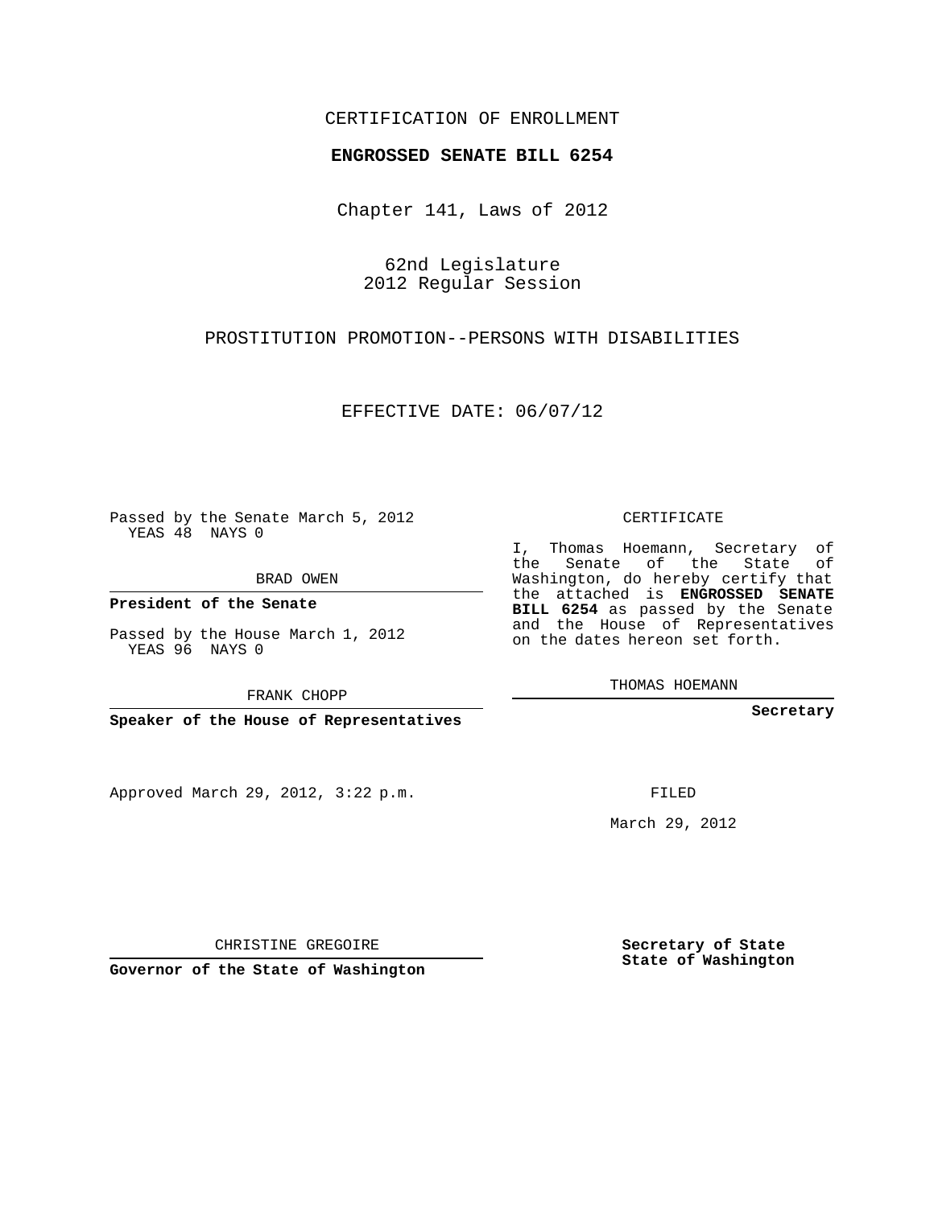CERTIFICATION OF ENROLLMENT

**ENGROSSED SENATE BILL 6254**

Chapter 141, Laws of 2012

62nd Legislature
2012 Regular Session

PROSTITUTION PROMOTION--PERSONS WITH DISABILITIES

EFFECTIVE DATE: 06/07/12

Passed by the Senate March 5, 2012
YEAS 48 NAYS 0

BRAD OWEN

**President of the Senate**

Passed by the House March 1, 2012
YEAS 96 NAYS 0

FRANK CHOPP

**Speaker of the House of Representatives**

Approved March 29, 2012, 3:22 p.m.

CHRISTINE GREGOIRE

**Governor of the State of Washington**

CERTIFICATE

I, Thomas Hoemann, Secretary of the Senate of the State of Washington, do hereby certify that the attached is **ENGROSSED SENATE BILL 6254** as passed by the Senate and the House of Representatives on the dates hereon set forth.

THOMAS HOEMANN

**Secretary**

FILED

March 29, 2012

**Secretary of State**
**State of Washington**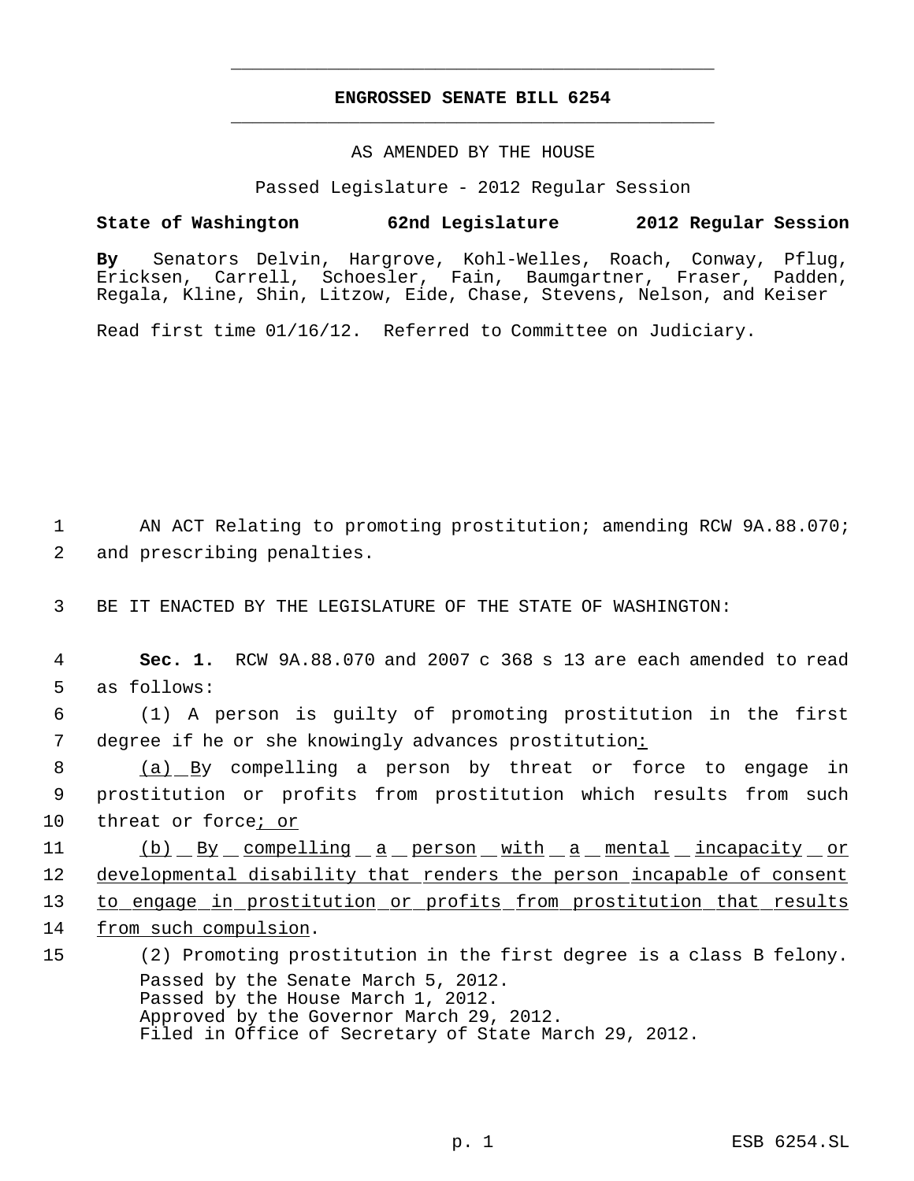# ENGROSSED SENATE BILL 6254

AS AMENDED BY THE HOUSE

Passed Legislature - 2012 Regular Session

**State of Washington 62nd Legislature 2012 Regular Session**

**By** Senators Delvin, Hargrove, Kohl-Welles, Roach, Conway, Pflug, Ericksen, Carrell, Schoesler, Fain, Baumgartner, Fraser, Padden, Regala, Kline, Shin, Litzow, Eide, Chase, Stevens, Nelson, and Keiser

Read first time 01/16/12. Referred to Committee on Judiciary.

AN ACT Relating to promoting prostitution; amending RCW 9A.88.070; and prescribing penalties.

BE IT ENACTED BY THE LEGISLATURE OF THE STATE OF WASHINGTON:

**Sec. 1.** RCW 9A.88.070 and 2007 c 368 s 13 are each amended to read as follows:

(1) A person is guilty of promoting prostitution in the first degree if he or she knowingly advances prostitution<u>:</u>

<u>(a) B</u>y compelling a person by threat or force to engage in prostitution or profits from prostitution which results from such threat or force<u>; or</u>

<u>(b) By compelling a person with a mental incapacity or developmental disability that renders the person incapable of consent to engage in prostitution or profits from prostitution that results from such compulsion</u>.

(2) Promoting prostitution in the first degree is a class B felony.

Passed by the Senate March 5, 2012.
Passed by the House March 1, 2012.
Approved by the Governor March 29, 2012.
Filed in Office of Secretary of State March 29, 2012.